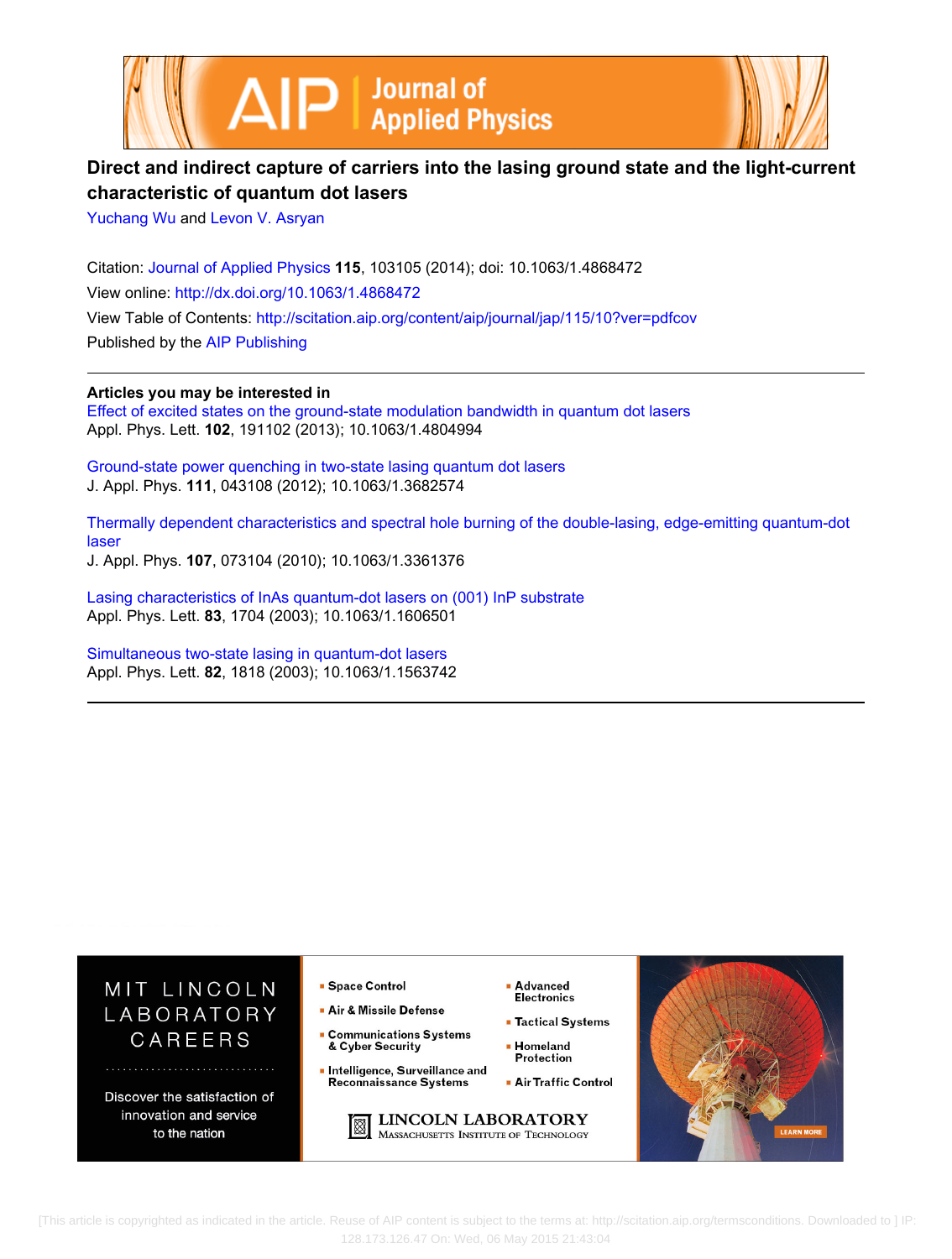# Direct and indirect capture of carriers into the lasing ground state and the light-current characteristic of quantum dot lasers

Yuchang Wu and Levon V. Asryan

Citation: Journal of Applied Physics **115**, 103105 (2014); doi: 10.1063/1.4868472

View online: http://dx.doi.org/10.1063/1.4868472

View Table of Contents: http://scitation.aip.org/content/aip/journal/jap/115/10?ver=pdfcov

Published by the AIP Publishing

---

**Articles you may be interested in**

Effect of excited states on the ground-state modulation bandwidth in quantum dot lasers
Appl. Phys. Lett. **102**, 191102 (2013); 10.1063/1.4804994

Ground-state power quenching in two-state lasing quantum dot lasers
J. Appl. Phys. **111**, 043108 (2012); 10.1063/1.3682574

Thermally dependent characteristics and spectral hole burning of the double-lasing, edge-emitting quantum-dot laser
J. Appl. Phys. **107**, 073104 (2010); 10.1063/1.3361376

Lasing characteristics of InAs quantum-dot lasers on (001) InP substrate
Appl. Phys. Lett. **83**, 1704 (2003); 10.1063/1.1606501

Simultaneous two-state lasing in quantum-dot lasers
Appl. Phys. Lett. **82**, 1818 (2003); 10.1063/1.1563742

---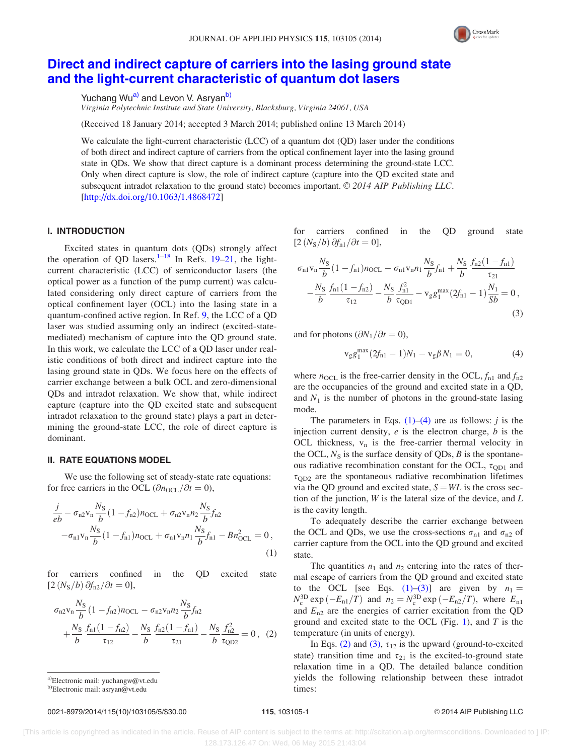# Direct and indirect capture of carriers into the lasing ground state and the light-current characteristic of quantum dot lasers

Yuchang Wu[a)] and Levon V. Asryan[b)]

*Virginia Polytechnic Institute and State University, Blacksburg, Virginia 24061, USA*

(Received 18 January 2014; accepted 3 March 2014; published online 13 March 2014)

We calculate the light-current characteristic (LCC) of a quantum dot (QD) laser under the conditions of both direct and indirect capture of carriers from the optical confinement layer into the lasing ground state in QDs. We show that direct capture is a dominant process determining the ground-state LCC. Only when direct capture is slow, the role of indirect capture (capture into the QD excited state and subsequent intradot relaxation to the ground state) becomes important. © 2014 AIP Publishing LLC. [http://dx.doi.org/10.1063/1.4868472]

## I. INTRODUCTION

Excited states in quantum dots (QDs) strongly affect the operation of QD lasers.[1–18] In Refs. 19–21, the light-current characteristic (LCC) of semiconductor lasers (the optical power as a function of the pump current) was calculated considering only direct capture of carriers from the optical confinement layer (OCL) into the lasing state in a quantum-confined active region. In Ref. 9, the LCC of a QD laser was studied assuming only an indirect (excited-state-mediated) mechanism of capture into the QD ground state. In this work, we calculate the LCC of a QD laser under realistic conditions of both direct and indirect capture into the lasing ground state in QDs. We focus here on the effects of carrier exchange between a bulk OCL and zero-dimensional QDs and intradot relaxation. We show that, while indirect capture (capture into the QD excited state and subsequent intradot relaxation to the ground state) plays a part in determining the ground-state LCC, the role of direct capture is dominant.

## II. RATE EQUATIONS MODEL

We use the following set of steady-state rate equations: for free carriers in the OCL ($\partial n_{\mathrm{OCL}}/\partial t = 0$),

$$\frac{j}{eb} - \sigma_{\mathrm{n2}}\mathrm{v_n}\frac{N_{\mathrm{S}}}{b}(1-f_{\mathrm{n2}})n_{\mathrm{OCL}} + \sigma_{\mathrm{n2}}\mathrm{v_n}n_2\frac{N_{\mathrm{S}}}{b}f_{\mathrm{n2}} - \sigma_{\mathrm{n1}}\mathrm{v_n}\frac{N_{\mathrm{S}}}{b}(1-f_{\mathrm{n1}})n_{\mathrm{OCL}} + \sigma_{\mathrm{n1}}\mathrm{v_n}n_1\frac{N_{\mathrm{S}}}{b}f_{\mathrm{n1}} - Bn_{\mathrm{OCL}}^2 = 0\,, \tag{1}$$

for carriers confined in the QD excited state [$2\,(N_{\mathrm{S}}/b)\,\partial f_{\mathrm{n2}}/\partial t = 0$],

$$\sigma_{\mathrm{n2}}\mathrm{v_n}\frac{N_{\mathrm{S}}}{b}(1-f_{\mathrm{n2}})n_{\mathrm{OCL}} - \sigma_{\mathrm{n2}}\mathrm{v_n}n_2\frac{N_{\mathrm{S}}}{b}f_{\mathrm{n2}} + \frac{N_{\mathrm{S}}}{b}\frac{f_{\mathrm{n1}}(1-f_{\mathrm{n2}})}{\tau_{12}} - \frac{N_{\mathrm{S}}}{b}\frac{f_{\mathrm{n2}}(1-f_{\mathrm{n1}})}{\tau_{21}} - \frac{N_{\mathrm{S}}}{b}\frac{f_{\mathrm{n2}}^2}{\tau_{\mathrm{QD2}}} = 0\,, \tag{2}$$

for carriers confined in the QD ground state [$2\,(N_{\mathrm{S}}/b)\,\partial f_{\mathrm{n1}}/\partial t = 0$],

$$\sigma_{\mathrm{n1}}\mathrm{v_n}\frac{N_{\mathrm{S}}}{b}(1-f_{\mathrm{n1}})n_{\mathrm{OCL}} - \sigma_{\mathrm{n1}}\mathrm{v_n}n_1\frac{N_{\mathrm{S}}}{b}f_{\mathrm{n1}} + \frac{N_{\mathrm{S}}}{b}\frac{f_{\mathrm{n2}}(1-f_{\mathrm{n1}})}{\tau_{21}} - \frac{N_{\mathrm{S}}}{b}\frac{f_{\mathrm{n1}}(1-f_{\mathrm{n2}})}{\tau_{12}} - \frac{N_{\mathrm{S}}}{b}\frac{f_{\mathrm{n1}}^2}{\tau_{\mathrm{QD1}}} - \mathrm{v_g}g_1^{\max}(2f_{\mathrm{n1}}-1)\frac{N_1}{Sb} = 0\,, \tag{3}$$

and for photons ($\partial N_1/\partial t = 0$),

$$\mathrm{v_g}g_1^{\max}(2f_{\mathrm{n1}}-1)N_1 - \mathrm{v_g}\beta N_1 = 0, \tag{4}$$

where $n_{\mathrm{OCL}}$ is the free-carrier density in the OCL, $f_{\mathrm{n1}}$ and $f_{\mathrm{n2}}$ are the occupancies of the ground and excited state in a QD, and $N_1$ is the number of photons in the ground-state lasing mode.

The parameters in Eqs. (1)–(4) are as follows: $j$ is the injection current density, $e$ is the electron charge, $b$ is the OCL thickness, $\mathrm{v_n}$ is the free-carrier thermal velocity in the OCL, $N_{\mathrm{S}}$ is the surface density of QDs, $B$ is the spontaneous radiative recombination constant for the OCL, $\tau_{\mathrm{QD1}}$ and $\tau_{\mathrm{QD2}}$ are the spontaneous radiative recombination lifetimes via the QD ground and excited state, $S = WL$ is the cross section of the junction, $W$ is the lateral size of the device, and $L$ is the cavity length.

To adequately describe the carrier exchange between the OCL and QDs, we use the cross-sections $\sigma_{\mathrm{n1}}$ and $\sigma_{\mathrm{n2}}$ of carrier capture from the OCL into the QD ground and excited state.

The quantities $n_1$ and $n_2$ entering into the rates of thermal escape of carriers from the QD ground and excited state to the OCL [see Eqs. (1)–(3)] are given by $n_1 = N_{\mathrm{c}}^{\mathrm{3D}}\exp(-E_{\mathrm{n1}}/T)$ and $n_2 = N_{\mathrm{c}}^{\mathrm{3D}}\exp(-E_{\mathrm{n2}}/T)$, where $E_{\mathrm{n1}}$ and $E_{\mathrm{n2}}$ are the energies of carrier excitation from the QD ground and excited state to the OCL (Fig. 1), and $T$ is the temperature (in units of energy).

In Eqs. (2) and (3), $\tau_{12}$ is the upward (ground-to-excited state) transition time and $\tau_{21}$ is the excited-to-ground state relaxation time in a QD. The detailed balance condition yields the following relationship between these intradot times:

a)Electronic mail: yuchangw@vt.edu
b)Electronic mail: asryan@vt.edu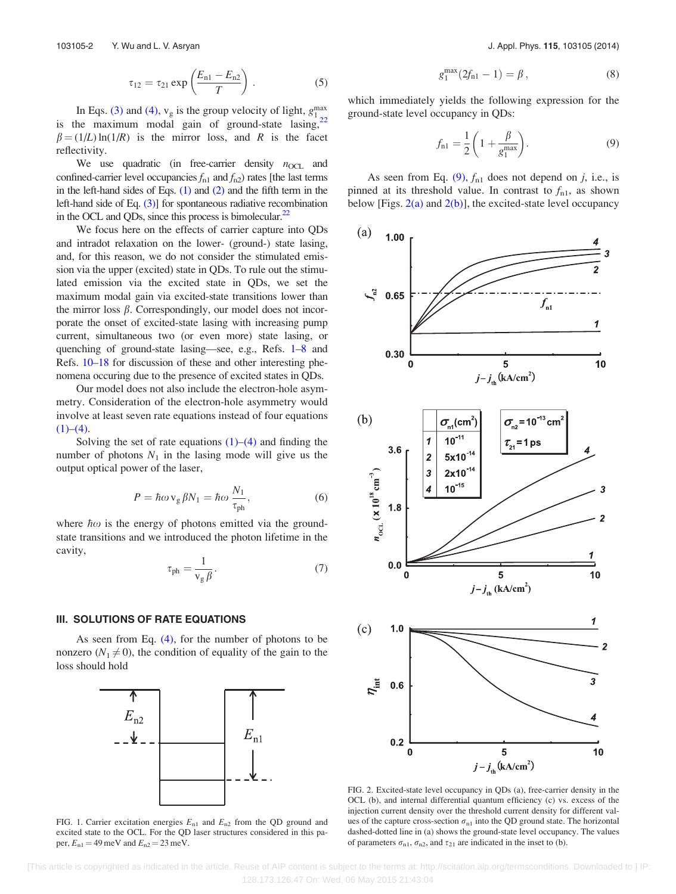$$\tau_{12} = \tau_{21} \exp\left(\frac{E_{n1} - E_{n2}}{T}\right). \quad (5)$$

In Eqs. (3) and (4), $v_g$ is the group velocity of light, $g_1^{max}$ is the maximum modal gain of ground-state lasing,[22] $\beta = (1/L)\ln(1/R)$ is the mirror loss, and $R$ is the facet reflectivity.

We use quadratic (in free-carrier density $n_{OCL}$ and confined-carrier level occupancies $f_{n1}$ and $f_{n2}$) rates [the last terms in the left-hand sides of Eqs. (1) and (2) and the fifth term in the left-hand side of Eq. (3)] for spontaneous radiative recombination in the OCL and QDs, since this process is bimolecular.[22]

We focus here on the effects of carrier capture into QDs and intradot relaxation on the lower- (ground-) state lasing, and, for this reason, we do not consider the stimulated emission via the upper (excited) state in QDs. To rule out the stimulated emission via the excited state in QDs, we set the maximum modal gain via excited-state transitions lower than the mirror loss $\beta$. Correspondingly, our model does not incorporate the onset of excited-state lasing with increasing pump current, simultaneous two (or even more) state lasing, or quenching of ground-state lasing—see, e.g., Refs. 1–8 and Refs. 10–18 for discussion of these and other interesting phenomena occuring due to the presence of excited states in QDs.

Our model does not also include the electron-hole asymmetry. Consideration of the electron-hole asymmetry would involve at least seven rate equations instead of four equations (1)–(4).

Solving the set of rate equations (1)–(4) and finding the number of photons $N_1$ in the lasing mode will give us the output optical power of the laser,

$$P = \hbar\omega \, v_g \beta N_1 = \hbar\omega \frac{N_1}{\tau_{ph}}, \quad (6)$$

where $\hbar\omega$ is the energy of photons emitted via the ground-state transitions and we introduced the photon lifetime in the cavity,

$$\tau_{ph} = \frac{1}{v_g \beta}. \quad (7)$$

## III. SOLUTIONS OF RATE EQUATIONS

As seen from Eq. (4), for the number of photons to be nonzero ($N_1 \neq 0$), the condition of equality of the gain to the loss should hold

FIG. 1. Carrier excitation energies $E_{n1}$ and $E_{n2}$ from the QD ground and excited state to the OCL. For the QD laser structures considered in this paper, $E_{n1} = 49$ meV and $E_{n2} = 23$ meV.

$$g_1^{max}(2f_{n1} - 1) = \beta, \quad (8)$$

which immediately yields the following expression for the ground-state level occupancy in QDs:

$$f_{n1} = \frac{1}{2}\left(1 + \frac{\beta}{g_1^{max}}\right). \quad (9)$$

As seen from Eq. (9), $f_{n1}$ does not depend on $j$, i.e., is pinned at its threshold value. In contrast to $f_{n1}$, as shown below [Figs. 2(a) and 2(b)], the excited-state level occupancy

FIG. 2. Excited-state level occupancy in QDs (a), free-carrier density in the OCL (b), and internal differential quantum efficiency (c) vs. excess of the injection current density over the threshold current density for different values of the capture cross-section $\sigma_{n1}$ into the QD ground state. The horizontal dashed-dotted line in (a) shows the ground-state level occupancy. The values of parameters $\sigma_{n1}$, $\sigma_{n2}$, and $\tau_{21}$ are indicated in the inset to (b).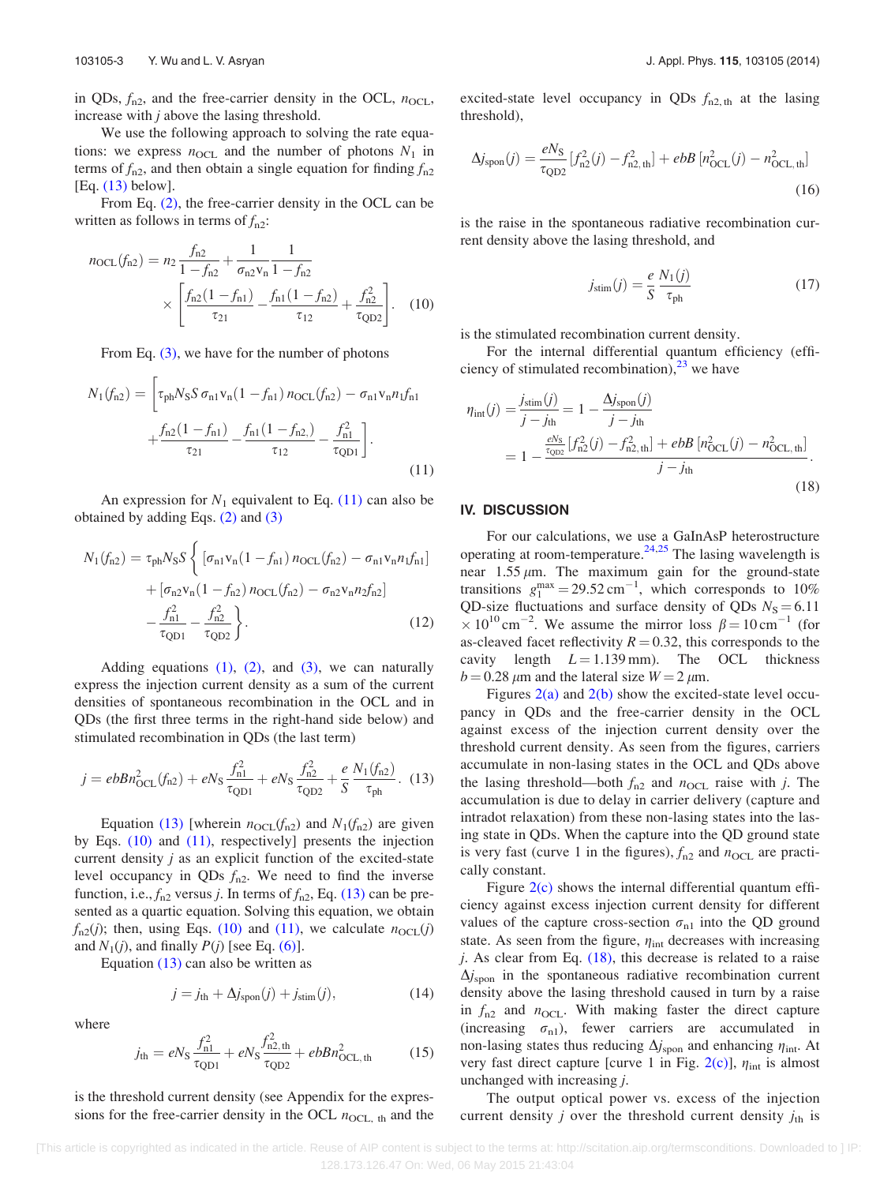in QDs, $f_{n2}$, and the free-carrier density in the OCL, $n_{OCL}$, increase with $j$ above the lasing threshold.

We use the following approach to solving the rate equations: we express $n_{OCL}$ and the number of photons $N_1$ in terms of $f_{n2}$, and then obtain a single equation for finding $f_{n2}$ [Eq. (13) below].

From Eq. (2), the free-carrier density in the OCL can be written as follows in terms of $f_{n2}$:

$$n_{OCL}(f_{n2}) = n_2 \frac{f_{n2}}{1-f_{n2}} + \frac{1}{\sigma_{n2} v_n} \frac{1}{1-f_{n2}} \times \left[ \frac{f_{n2}(1-f_{n1})}{\tau_{21}} - \frac{f_{n1}(1-f_{n2})}{\tau_{12}} + \frac{f_{n2}^2}{\tau_{QD2}} \right]. \quad (10)$$

From Eq. (3), we have for the number of photons

$$N_1(f_{n2}) = \left[ \tau_{ph} N_S S\, \sigma_{n1} v_n (1-f_{n1})\, n_{OCL}(f_{n2}) - \sigma_{n1} v_n n_1 f_{n1} + \frac{f_{n2}(1-f_{n1})}{\tau_{21}} - \frac{f_{n1}(1-f_{n2,})}{\tau_{12}} - \frac{f_{n1}^2}{\tau_{QD1}} \right]. \quad (11)$$

An expression for $N_1$ equivalent to Eq. (11) can also be obtained by adding Eqs. (2) and (3)

$$N_1(f_{n2}) = \tau_{ph} N_S S \left\{ [\sigma_{n1} v_n (1-f_{n1})\, n_{OCL}(f_{n2}) - \sigma_{n1} v_n n_1 f_{n1}] + [\sigma_{n2} v_n (1-f_{n2})\, n_{OCL}(f_{n2}) - \sigma_{n2} v_n n_2 f_{n2}] - \frac{f_{n1}^2}{\tau_{QD1}} - \frac{f_{n2}^2}{\tau_{QD2}} \right\}. \quad (12)$$

Adding equations (1), (2), and (3), we can naturally express the injection current density as a sum of the current densities of spontaneous recombination in the OCL and in QDs (the first three terms in the right-hand side below) and stimulated recombination in QDs (the last term)

$$j = ebBn_{OCL}^2(f_{n2}) + eN_S \frac{f_{n1}^2}{\tau_{QD1}} + eN_S \frac{f_{n2}^2}{\tau_{QD2}} + \frac{e}{S} \frac{N_1(f_{n2})}{\tau_{ph}}. \quad (13)$$

Equation (13) [wherein $n_{OCL}(f_{n2})$ and $N_1(f_{n2})$ are given by Eqs. (10) and (11), respectively] presents the injection current density $j$ as an explicit function of the excited-state level occupancy in QDs $f_{n2}$. We need to find the inverse function, i.e., $f_{n2}$ versus $j$. In terms of $f_{n2}$, Eq. (13) can be presented as a quartic equation. Solving this equation, we obtain $f_{n2}(j)$; then, using Eqs. (10) and (11), we calculate $n_{OCL}(j)$ and $N_1(j)$, and finally $P(j)$ [see Eq. (6)].

Equation (13) can also be written as

$$j = j_{th} + \Delta j_{spon}(j) + j_{stim}(j), \quad (14)$$

where

$$j_{th} = eN_S \frac{f_{n1}^2}{\tau_{QD1}} + eN_S \frac{f_{n2,th}^2}{\tau_{QD2}} + ebBn_{OCL,th}^2 \quad (15)$$

is the threshold current density (see Appendix for the expressions for the free-carrier density in the OCL $n_{OCL,\,th}$ and the excited-state level occupancy in QDs $f_{n2,\,th}$ at the lasing threshold),

$$\Delta j_{spon}(j) = \frac{eN_S}{\tau_{QD2}} [f_{n2}^2(j) - f_{n2,th}^2] + ebB\,[n_{OCL}^2(j) - n_{OCL,th}^2] \quad (16)$$

is the raise in the spontaneous radiative recombination current density above the lasing threshold, and

$$j_{stim}(j) = \frac{e}{S} \frac{N_1(j)}{\tau_{ph}} \quad (17)$$

is the stimulated recombination current density.

For the internal differential quantum efficiency (efficiency of stimulated recombination),[23] we have

$$\eta_{int}(j) = \frac{j_{stim}(j)}{j - j_{th}} = 1 - \frac{\Delta j_{spon}(j)}{j - j_{th}} = 1 - \frac{\frac{eN_S}{\tau_{QD2}} [f_{n2}^2(j) - f_{n2,th}^2] + ebB\,[n_{OCL}^2(j) - n_{OCL,th}^2]}{j - j_{th}}. \quad (18)$$

## IV. DISCUSSION

For our calculations, we use a GaInAsP heterostructure operating at room-temperature.[24,25] The lasing wavelength is near $1.55\,\mu$m. The maximum gain for the ground-state transitions $g_1^{max} = 29.52\,\text{cm}^{-1}$, which corresponds to 10% QD-size fluctuations and surface density of QDs $N_S = 6.11 \times 10^{10}\,\text{cm}^{-2}$. We assume the mirror loss $\beta = 10\,\text{cm}^{-1}$ (for as-cleaved facet reflectivity $R = 0.32$, this corresponds to the cavity length $L = 1.139$ mm). The OCL thickness $b = 0.28\,\mu$m and the lateral size $W = 2\,\mu$m.

Figures 2(a) and 2(b) show the excited-state level occupancy in QDs and the free-carrier density in the OCL against excess of the injection current density over the threshold current density. As seen from the figures, carriers accumulate in non-lasing states in the OCL and QDs above the lasing threshold—both $f_{n2}$ and $n_{OCL}$ raise with $j$. The accumulation is due to delay in carrier delivery (capture and intradot relaxation) from these non-lasing states into the lasing state in QDs. When the capture into the QD ground state is very fast (curve 1 in the figures), $f_{n2}$ and $n_{OCL}$ are practically constant.

Figure 2(c) shows the internal differential quantum efficiency against excess injection current density for different values of the capture cross-section $\sigma_{n1}$ into the QD ground state. As seen from the figure, $\eta_{int}$ decreases with increasing $j$. As clear from Eq. (18), this decrease is related to a raise $\Delta j_{spon}$ in the spontaneous radiative recombination current density above the lasing threshold caused in turn by a raise in $f_{n2}$ and $n_{OCL}$. With making faster the direct capture (increasing $\sigma_{n1}$), fewer carriers are accumulated in non-lasing states thus reducing $\Delta j_{spon}$ and enhancing $\eta_{int}$. At very fast direct capture [curve 1 in Fig. 2(c)], $\eta_{int}$ is almost unchanged with increasing $j$.

The output optical power vs. excess of the injection current density $j$ over the threshold current density $j_{th}$ is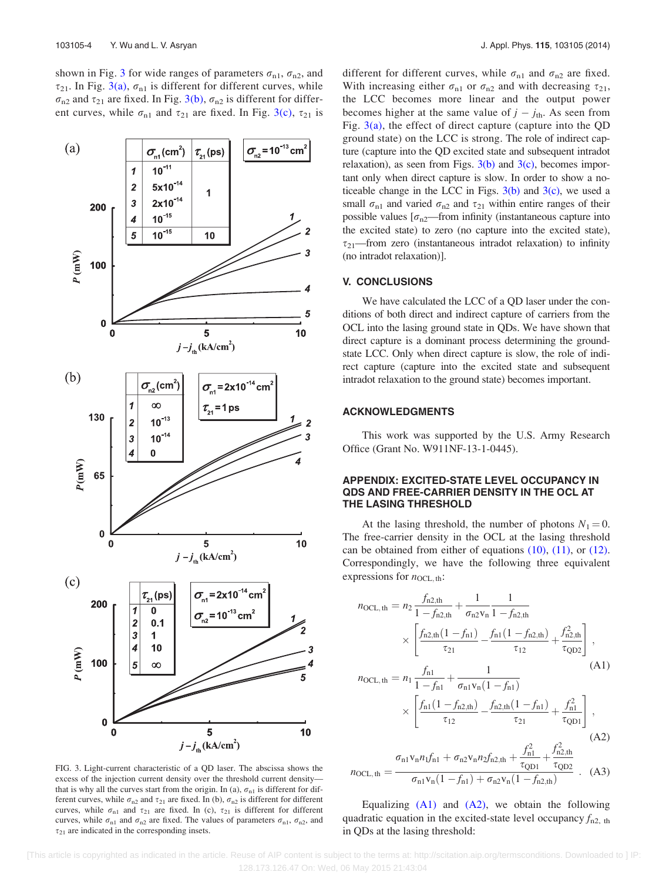shown in Fig. 3 for wide ranges of parameters $\sigma_{n1}$, $\sigma_{n2}$, and $\tau_{21}$. In Fig. 3(a), $\sigma_{n1}$ is different for different curves, while $\sigma_{n2}$ and $\tau_{21}$ are fixed. In Fig. 3(b), $\sigma_{n2}$ is different for different curves, while $\sigma_{n1}$ and $\tau_{21}$ are fixed. In Fig. 3(c), $\tau_{21}$ is different for different curves, while $\sigma_{n1}$ and $\sigma_{n2}$ are fixed. With increasing either $\sigma_{n1}$ or $\sigma_{n2}$ and with decreasing $\tau_{21}$, the LCC becomes more linear and the output power becomes higher at the same value of $j - j_{th}$. As seen from Fig. 3(a), the effect of direct capture (capture into the QD ground state) on the LCC is strong. The role of indirect capture (capture into the QD excited state and subsequent intradot relaxation), as seen from Figs. 3(b) and 3(c), becomes important only when direct capture is slow. In order to show a noticeable change in the LCC in Figs. 3(b) and 3(c), we used a small $\sigma_{n1}$ and varied $\sigma_{n2}$ and $\tau_{21}$ within entire ranges of their possible values [$\sigma_{n2}$—from infinity (instantaneous capture into the excited state) to zero (no capture into the excited state), $\tau_{21}$—from zero (instantaneous intradot relaxation) to infinity (no intradot relaxation)].

FIG. 3. Light-current characteristic of a QD laser. The abscissa shows the excess of the injection current density over the threshold current density—that is why all the curves start from the origin. In (a), $\sigma_{n1}$ is different for different curves, while $\sigma_{n2}$ and $\tau_{21}$ are fixed. In (b), $\sigma_{n2}$ is different for different curves, while $\sigma_{n1}$ and $\tau_{21}$ are fixed. In (c), $\tau_{21}$ is different for different curves, while $\sigma_{n1}$ and $\sigma_{n2}$ are fixed. The values of parameters $\sigma_{n1}$, $\sigma_{n2}$, and $\tau_{21}$ are indicated in the corresponding insets.

## V. CONCLUSIONS

We have calculated the LCC of a QD laser under the conditions of both direct and indirect capture of carriers from the OCL into the lasing ground state in QDs. We have shown that direct capture is a dominant process determining the ground-state LCC. Only when direct capture is slow, the role of indirect capture (capture into the excited state and subsequent intradot relaxation to the ground state) becomes important.

## ACKNOWLEDGMENTS

This work was supported by the U.S. Army Research Office (Grant No. W911NF-13-1-0445).

## APPENDIX: EXCITED-STATE LEVEL OCCUPANCY IN QDS AND FREE-CARRIER DENSITY IN THE OCL AT THE LASING THRESHOLD

At the lasing threshold, the number of photons $N_1 = 0$. The free-carrier density in the OCL at the lasing threshold can be obtained from either of equations (10), (11), or (12). Correspondingly, we have the following three equivalent expressions for $n_{\mathrm{OCL,th}}$:

$$n_{\mathrm{OCL,th}} = n_2 \frac{f_{n2,\mathrm{th}}}{1 - f_{n2,\mathrm{th}}} + \frac{1}{\sigma_{n2} v_n} \frac{1}{1 - f_{n2,\mathrm{th}}} \times \left[ \frac{f_{n2,\mathrm{th}}(1 - f_{n1})}{\tau_{21}} - \frac{f_{n1}(1 - f_{n2,\mathrm{th}})}{\tau_{12}} + \frac{f_{n2,\mathrm{th}}^2}{\tau_{\mathrm{QD2}}} \right], \tag{A1}$$

$$n_{\mathrm{OCL,th}} = n_1 \frac{f_{n1}}{1 - f_{n1}} + \frac{1}{\sigma_{n1} v_n (1 - f_{n1})} \times \left[ \frac{f_{n1}(1 - f_{n2,\mathrm{th}})}{\tau_{12}} - \frac{f_{n2,\mathrm{th}}(1 - f_{n1})}{\tau_{21}} + \frac{f_{n1}^2}{\tau_{\mathrm{QD1}}} \right], \tag{A2}$$

$$n_{\mathrm{OCL,th}} = \frac{\sigma_{n1} v_n n_1 f_{n1} + \sigma_{n2} v_n n_2 f_{n2,\mathrm{th}} + \dfrac{f_{n1}^2}{\tau_{\mathrm{QD1}}} + \dfrac{f_{n2,\mathrm{th}}^2}{\tau_{\mathrm{QD2}}}}{\sigma_{n1} v_n (1 - f_{n1}) + \sigma_{n2} v_n (1 - f_{n2,\mathrm{th}})}. \tag{A3}$$

Equalizing (A1) and (A2), we obtain the following quadratic equation in the excited-state level occupancy $f_{n2,\mathrm{th}}$ in QDs at the lasing threshold: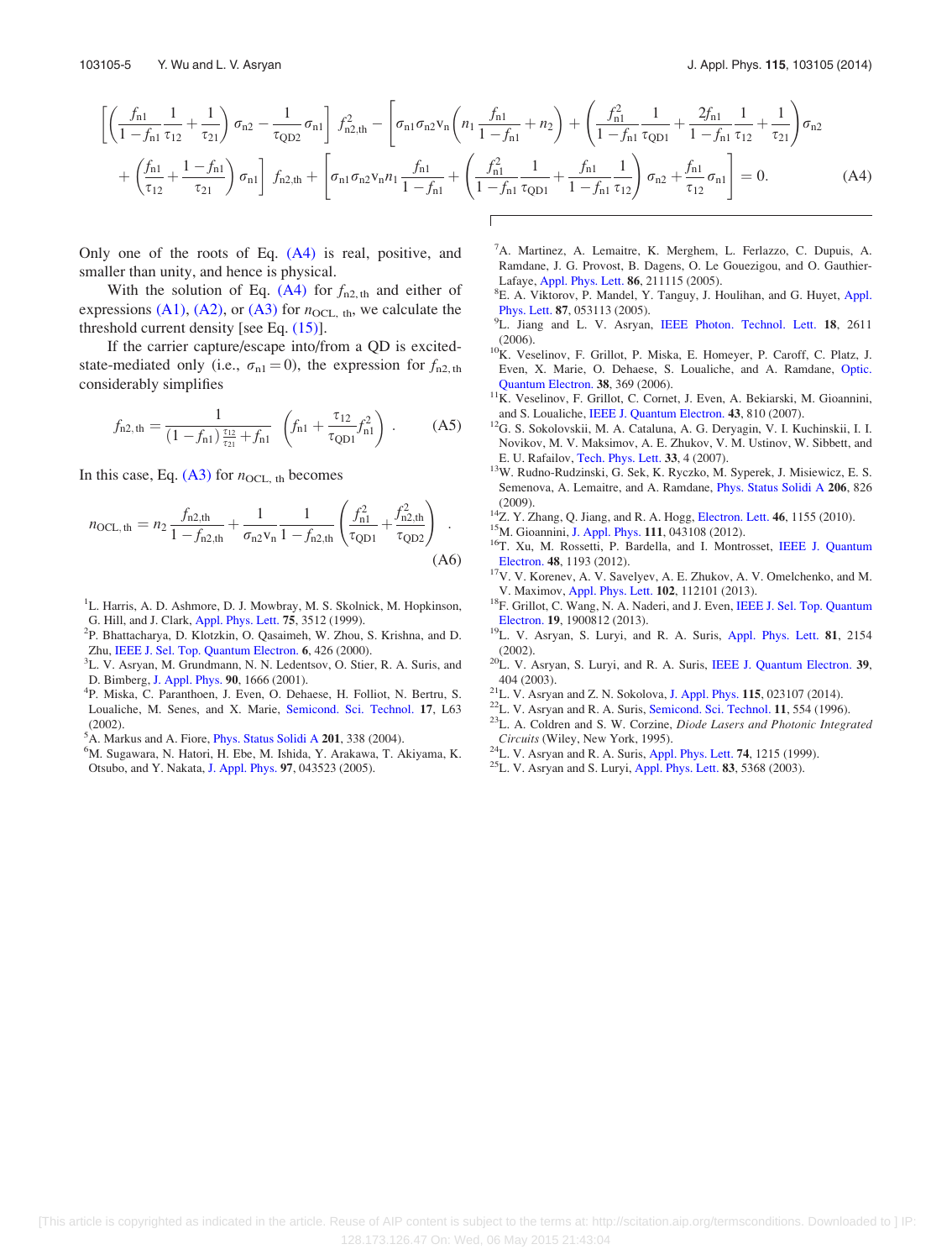$$\left[\left(\frac{f_{n1}}{1-f_{n1}}\frac{1}{\tau_{12}}+\frac{1}{\tau_{21}}\right)\sigma_{n2}-\frac{1}{\tau_{QD2}}\sigma_{n1}\right] f_{n2,th}^2-\left[\sigma_{n1}\sigma_{n2}v_n\left(n_1\frac{f_{n1}}{1-f_{n1}}+n_2\right)+\left(\frac{f_{n1}^2}{1-f_{n1}}\frac{1}{\tau_{QD1}}+\frac{2f_{n1}}{1-f_{n1}}\frac{1}{\tau_{12}}+\frac{1}{\tau_{21}}\right)\sigma_{n2}\right.$$
$$\left.+\left(\frac{f_{n1}}{\tau_{12}}+\frac{1-f_{n1}}{\tau_{21}}\right)\sigma_{n1}\right] f_{n2,th}+\left[\sigma_{n1}\sigma_{n2}v_n n_1\frac{f_{n1}}{1-f_{n1}}+\left(\frac{f_{n1}^2}{1-f_{n1}}\frac{1}{\tau_{QD1}}+\frac{f_{n1}}{1-f_{n1}}\frac{1}{\tau_{12}}\right)\sigma_{n2}+\frac{f_{n1}}{\tau_{12}}\sigma_{n1}\right]=0. \quad \text{(A4)}$$

Only one of the roots of Eq. (A4) is real, positive, and smaller than unity, and hence is physical.

With the solution of Eq. (A4) for $f_{n2,\,th}$ and either of expressions (A1), (A2), or (A3) for $n_{OCL,\,th}$, we calculate the threshold current density [see Eq. (15)].

If the carrier capture/escape into/from a QD is excited-state-mediated only (i.e., $\sigma_{n1}=0$), the expression for $f_{n2,\,th}$ considerably simplifies

$$f_{n2,\,th}=\frac{1}{(1-f_{n1})\frac{\tau_{12}}{\tau_{21}}+f_{n1}}\left(f_{n1}+\frac{\tau_{12}}{\tau_{QD1}}f_{n1}^2\right). \quad \text{(A5)}$$

In this case, Eq. (A3) for $n_{OCL,\,th}$ becomes

$$n_{OCL,\,th}=n_2\frac{f_{n2,th}}{1-f_{n2,th}}+\frac{1}{\sigma_{n2}v_n}\frac{1}{1-f_{n2,th}}\left(\frac{f_{n1}^2}{\tau_{QD1}}+\frac{f_{n2,th}^2}{\tau_{QD2}}\right). \quad \text{(A6)}$$

[1] L. Harris, A. D. Ashmore, D. J. Mowbray, M. S. Skolnick, M. Hopkinson, G. Hill, and J. Clark, Appl. Phys. Lett. **75**, 3512 (1999).
[2] P. Bhattacharya, D. Klotzkin, O. Qasaimeh, W. Zhou, S. Krishna, and D. Zhu, IEEE J. Sel. Top. Quantum Electron. **6**, 426 (2000).
[3] L. V. Asryan, M. Grundmann, N. N. Ledentsov, O. Stier, R. A. Suris, and D. Bimberg, J. Appl. Phys. **90**, 1666 (2001).
[4] P. Miska, C. Paranthoen, J. Even, O. Dehaese, H. Folliot, N. Bertru, S. Loualiche, M. Senes, and X. Marie, Semicond. Sci. Technol. **17**, L63 (2002).
[5] A. Markus and A. Fiore, Phys. Status Solidi A **201**, 338 (2004).
[6] M. Sugawara, N. Hatori, H. Ebe, M. Ishida, Y. Arakawa, T. Akiyama, K. Otsubo, and Y. Nakata, J. Appl. Phys. **97**, 043523 (2005).
[7] A. Martinez, A. Lemaitre, K. Merghem, L. Ferlazzo, C. Dupuis, A. Ramdane, J. G. Provost, B. Dagens, O. Le Gouezigou, and O. Gauthier-Lafaye, Appl. Phys. Lett. **86**, 211115 (2005).
[8] E. A. Viktorov, P. Mandel, Y. Tanguy, J. Houlihan, and G. Huyet, Appl. Phys. Lett. **87**, 053113 (2005).
[9] L. Jiang and L. V. Asryan, IEEE Photon. Technol. Lett. **18**, 2611 (2006).
[10] K. Veselinov, F. Grillot, P. Miska, E. Homeyer, P. Caroff, C. Platz, J. Even, X. Marie, O. Dehaese, S. Loualiche, and A. Ramdane, Optic. Quantum Electron. **38**, 369 (2006).
[11] K. Veselinov, F. Grillot, C. Cornet, J. Even, A. Bekiarski, M. Gioannini, and S. Loualiche, IEEE J. Quantum Electron. **43**, 810 (2007).
[12] G. S. Sokolovskii, M. A. Cataluna, A. G. Deryagin, V. I. Kuchinskii, I. I. Novikov, M. V. Maksimov, A. E. Zhukov, V. M. Ustinov, W. Sibbett, and E. U. Rafailov, Tech. Phys. Lett. **33**, 4 (2007).
[13] W. Rudno-Rudzinski, G. Sek, K. Ryczko, M. Syperek, J. Misiewicz, E. S. Semenova, A. Lemaitre, and A. Ramdane, Phys. Status Solidi A **206**, 826 (2009).
[14] Z. Y. Zhang, Q. Jiang, and R. A. Hogg, Electron. Lett. **46**, 1155 (2010).
[15] M. Gioannini, J. Appl. Phys. **111**, 043108 (2012).
[16] T. Xu, M. Rossetti, P. Bardella, and I. Montrosset, IEEE J. Quantum Electron. **48**, 1193 (2012).
[17] V. V. Korenev, A. V. Savelyev, A. E. Zhukov, A. V. Omelchenko, and M. V. Maximov, Appl. Phys. Lett. **102**, 112101 (2013).
[18] F. Grillot, C. Wang, N. A. Naderi, and J. Even, IEEE J. Sel. Top. Quantum Electron. **19**, 1900812 (2013).
[19] L. V. Asryan, S. Luryi, and R. A. Suris, Appl. Phys. Lett. **81**, 2154 (2002).
[20] L. V. Asryan, S. Luryi, and R. A. Suris, IEEE J. Quantum Electron. **39**, 404 (2003).
[21] L. V. Asryan and Z. N. Sokolova, J. Appl. Phys. **115**, 023107 (2014).
[22] L. V. Asryan and R. A. Suris, Semicond. Sci. Technol. **11**, 554 (1996).
[23] L. A. Coldren and S. W. Corzine, *Diode Lasers and Photonic Integrated Circuits* (Wiley, New York, 1995).
[24] L. V. Asryan and R. A. Suris, Appl. Phys. Lett. **74**, 1215 (1999).
[25] L. V. Asryan and S. Luryi, Appl. Phys. Lett. **83**, 5368 (2003).